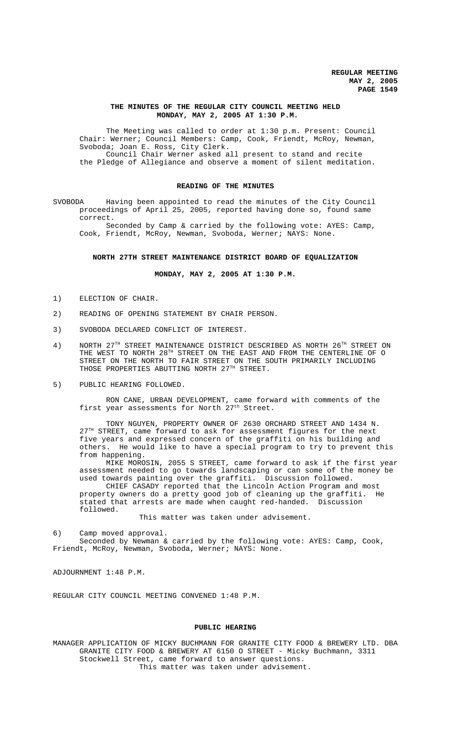**THE MINUTES OF THE REGULAR CITY COUNCIL MEETING HELD MONDAY, MAY 2, 2005 AT 1:30 P.M.**

The Meeting was called to order at 1:30 p.m. Present: Council Chair: Werner; Council Members: Camp, Cook, Friendt, McRoy, Newman, Svoboda; Joan E. Ross, City Clerk.

Council Chair Werner asked all present to stand and recite the Pledge of Allegiance and observe a moment of silent meditation.

**READING OF THE MINUTES**

SVOBODA Having been appointed to read the minutes of the City Council proceedings of April 25, 2005, reported having done so, found same correct.

Seconded by Camp & carried by the following vote: AYES: Camp, Cook, Friendt, McRoy, Newman, Svoboda, Werner; NAYS: None.

**NORTH 27TH STREET MAINTENANCE DISTRICT BOARD OF EQUALIZATION**

**MONDAY, MAY 2, 2005 AT 1:30 P.M.**

1) ELECTION OF CHAIR.

2) READING OF OPENING STATEMENT BY CHAIR PERSON.

3) SVOBODA DECLARED CONFLICT OF INTEREST.

4) NORTH 27TH STREET MAINTENANCE DISTRICT DESCRIBED AS NORTH 26TH STREET ON THE WEST TO NORTH 28TH STREET ON THE EAST AND FROM THE CENTERLINE OF O STREET ON THE NORTH TO FAIR STREET ON THE SOUTH PRIMARILY INCLUDING THOSE PROPERTIES ABUTTING NORTH 27TH STREET.

5) PUBLIC HEARING FOLLOWED.

RON CANE, URBAN DEVELOPMENT, came forward with comments of the first year assessments for North 27th Street.

TONY NGUYEN, PROPERTY OWNER OF 2630 ORCHARD STREET AND 1434 N. 27TH STREET, came forward to ask for assessment figures for the next five years and expressed concern of the graffiti on his building and others. He would like to have a special program to try to prevent this from happening.

MIKE MOROSIN, 2055 S STREET, came forward to ask if the first year assessment needed to go towards landscaping or can some of the money be used towards painting over the graffiti. Discussion followed.

CHIEF CASADY reported that the Lincoln Action Program and most property owners do a pretty good job of cleaning up the graffiti. He stated that arrests are made when caught red-handed. Discussion followed.

This matter was taken under advisement.

6) Camp moved approval.

Seconded by Newman & carried by the following vote: AYES: Camp, Cook, Friendt, McRoy, Newman, Svoboda, Werner; NAYS: None.

ADJOURNMENT 1:48 P.M.

REGULAR CITY COUNCIL MEETING CONVENED 1:48 P.M.

**PUBLIC HEARING**

MANAGER APPLICATION OF MICKY BUCHMANN FOR GRANITE CITY FOOD & BREWERY LTD. DBA GRANITE CITY FOOD & BREWERY AT 6150 O STREET - Micky Buchmann, 3311 Stockwell Street, came forward to answer questions.

This matter was taken under advisement.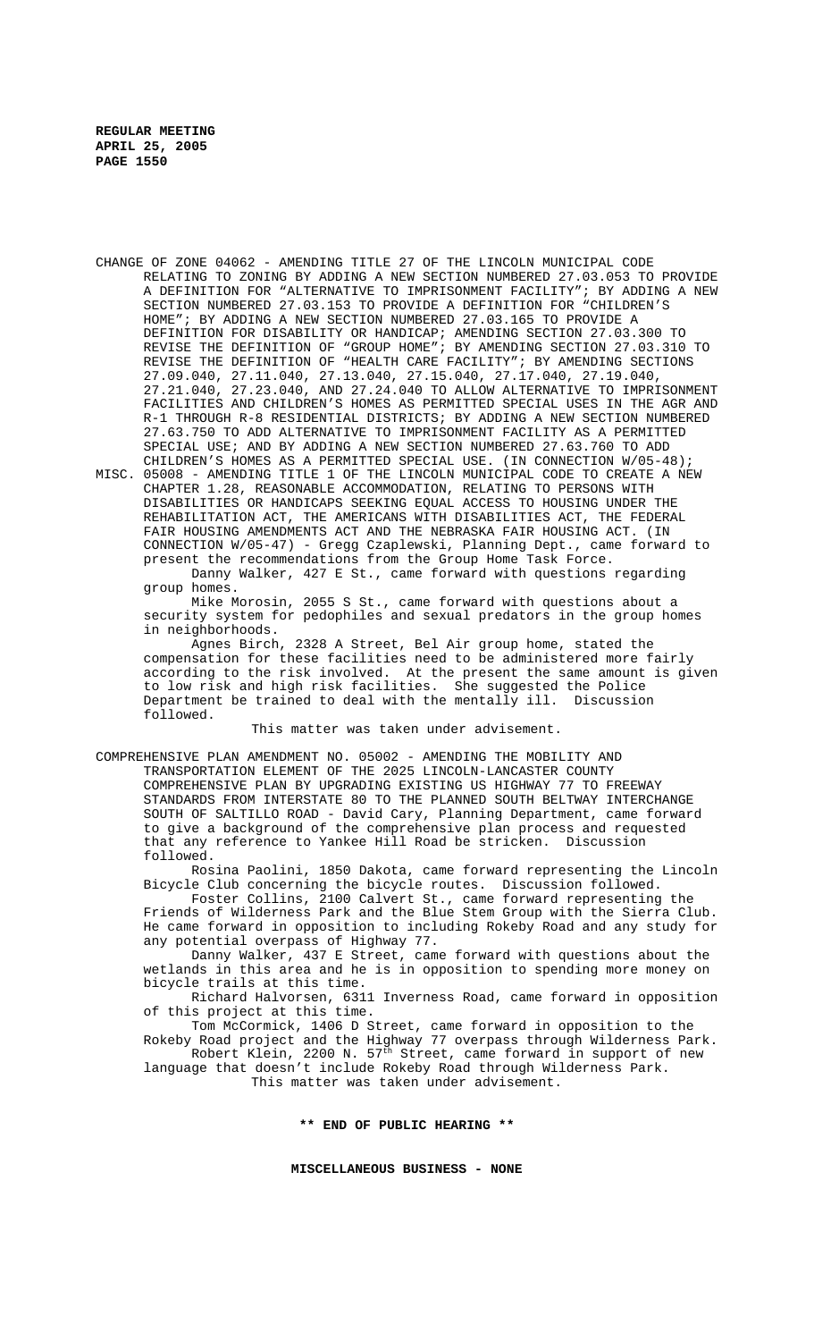CHANGE OF ZONE 04062 - AMENDING TITLE 27 OF THE LINCOLN MUNICIPAL CODE RELATING TO ZONING BY ADDING A NEW SECTION NUMBERED 27.03.053 TO PROVIDE A DEFINITION FOR "ALTERNATIVE TO IMPRISONMENT FACILITY"; BY ADDING A NEW SECTION NUMBERED 27.03.153 TO PROVIDE A DEFINITION FOR "CHILDREN'S HOME"; BY ADDING A NEW SECTION NUMBERED 27.03.165 TO PROVIDE A DEFINITION FOR DISABILITY OR HANDICAP; AMENDING SECTION 27.03.300 TO REVISE THE DEFINITION OF "GROUP HOME"; BY AMENDING SECTION 27.03.310 TO REVISE THE DEFINITION OF "HEALTH CARE FACILITY"; BY AMENDING SECTIONS 27.09.040, 27.11.040, 27.13.040, 27.15.040, 27.17.040, 27.19.040, 27.21.040, 27.23.040, AND 27.24.040 TO ALLOW ALTERNATIVE TO IMPRISONMENT FACILITIES AND CHILDREN'S HOMES AS PERMITTED SPECIAL USES IN THE AGR AND R-1 THROUGH R-8 RESIDENTIAL DISTRICTS; BY ADDING A NEW SECTION NUMBERED 27.63.750 TO ADD ALTERNATIVE TO IMPRISONMENT FACILITY AS A PERMITTED SPECIAL USE; AND BY ADDING A NEW SECTION NUMBERED 27.63.760 TO ADD CHILDREN'S HOMES AS A PERMITTED SPECIAL USE. (IN CONNECTION W/05-48);

MISC. 05008 - AMENDING TITLE 1 OF THE LINCOLN MUNICIPAL CODE TO CREATE A NEW CHAPTER 1.28, REASONABLE ACCOMMODATION, RELATING TO PERSONS WITH DISABILITIES OR HANDICAPS SEEKING EQUAL ACCESS TO HOUSING UNDER THE REHABILITATION ACT, THE AMERICANS WITH DISABILITIES ACT, THE FEDERAL FAIR HOUSING AMENDMENTS ACT AND THE NEBRASKA FAIR HOUSING ACT. (IN CONNECTION W/05-47) - Gregg Czaplewski, Planning Dept., came forward to present the recommendations from the Group Home Task Force.

Danny Walker, 427 E St., came forward with questions regarding group homes.

Mike Morosin, 2055 S St., came forward with questions about a security system for pedophiles and sexual predators in the group homes in neighborhoods.

Agnes Birch, 2328 A Street, Bel Air group home, stated the compensation for these facilities need to be administered more fairly according to the risk involved. At the present the same amount is given to low risk and high risk facilities. She suggested the Police Department be trained to deal with the mentally ill. Discussion followed.

This matter was taken under advisement.

COMPREHENSIVE PLAN AMENDMENT NO. 05002 - AMENDING THE MOBILITY AND TRANSPORTATION ELEMENT OF THE 2025 LINCOLN-LANCASTER COUNTY COMPREHENSIVE PLAN BY UPGRADING EXISTING US HIGHWAY 77 TO FREEWAY STANDARDS FROM INTERSTATE 80 TO THE PLANNED SOUTH BELTWAY INTERCHANGE SOUTH OF SALTILLO ROAD - David Cary, Planning Department, came forward to give a background of the comprehensive plan process and requested that any reference to Yankee Hill Road be stricken. Discussion followed.

Rosina Paolini, 1850 Dakota, came forward representing the Lincoln Bicycle Club concerning the bicycle routes. Discussion followed.

Foster Collins, 2100 Calvert St., came forward representing the Friends of Wilderness Park and the Blue Stem Group with the Sierra Club. He came forward in opposition to including Rokeby Road and any study for any potential overpass of Highway 77.

Danny Walker, 437 E Street, came forward with questions about the wetlands in this area and he is in opposition to spending more money on bicycle trails at this time.

Richard Halvorsen, 6311 Inverness Road, came forward in opposition of this project at this time.

Tom McCormick, 1406 D Street, came forward in opposition to the Rokeby Road project and the Highway 77 overpass through Wilderness Park.

Robert Klein, 2200 N. 57th Street, came forward in support of new language that doesn't include Rokeby Road through Wilderness Park.

This matter was taken under advisement.

**\*\* END OF PUBLIC HEARING \*\***

**MISCELLANEOUS BUSINESS - NONE**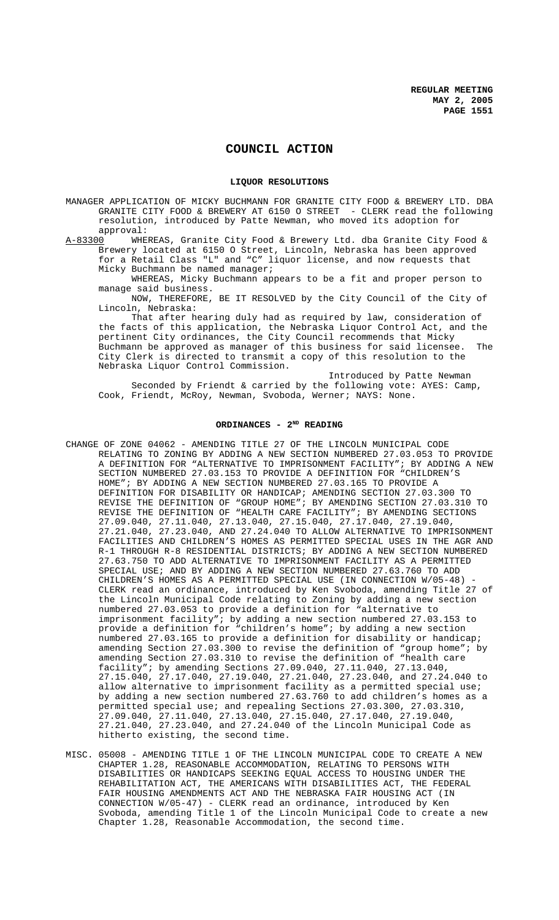# COUNCIL ACTION

## LIQUOR RESOLUTIONS

MANAGER APPLICATION OF MICKY BUCHMANN FOR GRANITE CITY FOOD & BREWERY LTD. DBA GRANITE CITY FOOD & BREWERY AT 6150 O STREET - CLERK read the following resolution, introduced by Patte Newman, who moved its adoption for approval:

A-83300 WHEREAS, Granite City Food & Brewery Ltd. dba Granite City Food & Brewery located at 6150 O Street, Lincoln, Nebraska has been approved for a Retail Class "L" and "C" liquor license, and now requests that Micky Buchmann be named manager;

WHEREAS, Micky Buchmann appears to be a fit and proper person to manage said business.

NOW, THEREFORE, BE IT RESOLVED by the City Council of the City of Lincoln, Nebraska:

That after hearing duly had as required by law, consideration of the facts of this application, the Nebraska Liquor Control Act, and the pertinent City ordinances, the City Council recommends that Micky Buchmann be approved as manager of this business for said licensee. The City Clerk is directed to transmit a copy of this resolution to the Nebraska Liquor Control Commission.

Introduced by Patte Newman

Seconded by Friendt & carried by the following vote: AYES: Camp, Cook, Friendt, McRoy, Newman, Svoboda, Werner; NAYS: None.

## ORDINANCES - 2ND READING

CHANGE OF ZONE 04062 - AMENDING TITLE 27 OF THE LINCOLN MUNICIPAL CODE RELATING TO ZONING BY ADDING A NEW SECTION NUMBERED 27.03.053 TO PROVIDE A DEFINITION FOR "ALTERNATIVE TO IMPRISONMENT FACILITY"; BY ADDING A NEW SECTION NUMBERED 27.03.153 TO PROVIDE A DEFINITION FOR "CHILDREN'S HOME"; BY ADDING A NEW SECTION NUMBERED 27.03.165 TO PROVIDE A DEFINITION FOR DISABILITY OR HANDICAP; AMENDING SECTION 27.03.300 TO REVISE THE DEFINITION OF "GROUP HOME"; BY AMENDING SECTION 27.03.310 TO REVISE THE DEFINITION OF "HEALTH CARE FACILITY"; BY AMENDING SECTIONS 27.09.040, 27.11.040, 27.13.040, 27.15.040, 27.17.040, 27.19.040, 27.21.040, 27.23.040, AND 27.24.040 TO ALLOW ALTERNATIVE TO IMPRISONMENT FACILITIES AND CHILDREN'S HOMES AS PERMITTED SPECIAL USES IN THE AGR AND R-1 THROUGH R-8 RESIDENTIAL DISTRICTS; BY ADDING A NEW SECTION NUMBERED 27.63.750 TO ADD ALTERNATIVE TO IMPRISONMENT FACILITY AS A PERMITTED SPECIAL USE; AND BY ADDING A NEW SECTION NUMBERED 27.63.760 TO ADD CHILDREN'S HOMES AS A PERMITTED SPECIAL USE (IN CONNECTION W/05-48) - CLERK read an ordinance, introduced by Ken Svoboda, amending Title 27 of the Lincoln Municipal Code relating to Zoning by adding a new section numbered 27.03.053 to provide a definition for "alternative to imprisonment facility"; by adding a new section numbered 27.03.153 to provide a definition for "children's home"; by adding a new section numbered 27.03.165 to provide a definition for disability or handicap; amending Section 27.03.300 to revise the definition of "group home"; by amending Section 27.03.310 to revise the definition of "health care facility"; by amending Sections 27.09.040, 27.11.040, 27.13.040, 27.15.040, 27.17.040, 27.19.040, 27.21.040, 27.23.040, and 27.24.040 to allow alternative to imprisonment facility as a permitted special use; by adding a new section numbered 27.63.760 to add children's homes as a permitted special use; and repealing Sections 27.03.300, 27.03.310, 27.09.040, 27.11.040, 27.13.040, 27.15.040, 27.17.040, 27.19.040, 27.21.040, 27.23.040, and 27.24.040 of the Lincoln Municipal Code as hitherto existing, the second time.

MISC. 05008 - AMENDING TITLE 1 OF THE LINCOLN MUNICIPAL CODE TO CREATE A NEW CHAPTER 1.28, REASONABLE ACCOMMODATION, RELATING TO PERSONS WITH DISABILITIES OR HANDICAPS SEEKING EQUAL ACCESS TO HOUSING UNDER THE REHABILITATION ACT, THE AMERICANS WITH DISABILITIES ACT, THE FEDERAL FAIR HOUSING AMENDMENTS ACT AND THE NEBRASKA FAIR HOUSING ACT (IN CONNECTION W/05-47) - CLERK read an ordinance, introduced by Ken Svoboda, amending Title 1 of the Lincoln Municipal Code to create a new Chapter 1.28, Reasonable Accommodation, the second time.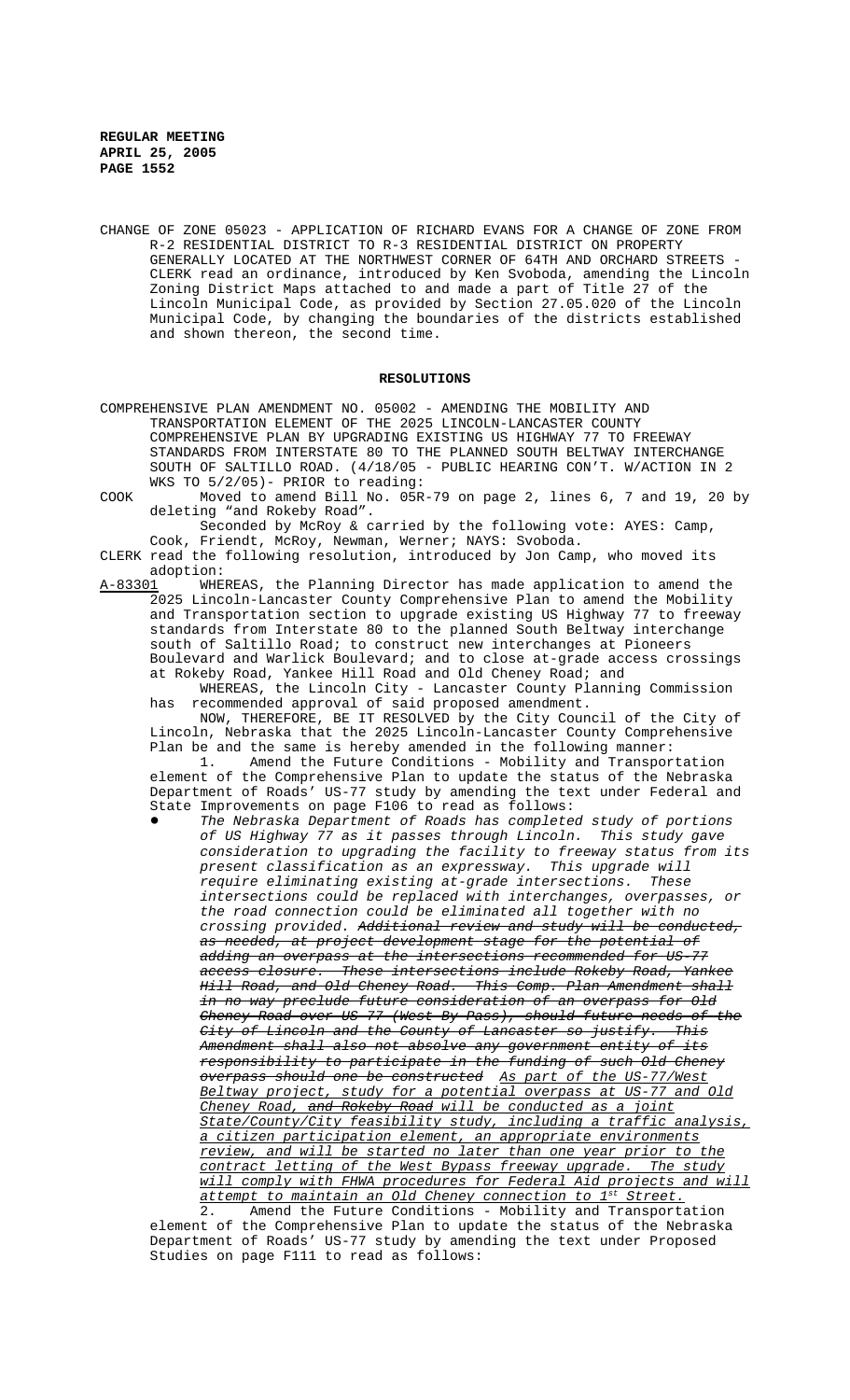CHANGE OF ZONE 05023 - APPLICATION OF RICHARD EVANS FOR A CHANGE OF ZONE FROM R-2 RESIDENTIAL DISTRICT TO R-3 RESIDENTIAL DISTRICT ON PROPERTY GENERALLY LOCATED AT THE NORTHWEST CORNER OF 64TH AND ORCHARD STREETS - CLERK read an ordinance, introduced by Ken Svoboda, amending the Lincoln Zoning District Maps attached to and made a part of Title 27 of the Lincoln Municipal Code, as provided by Section 27.05.020 of the Lincoln Municipal Code, by changing the boundaries of the districts established and shown thereon, the second time.

## RESOLUTIONS

COMPREHENSIVE PLAN AMENDMENT NO. 05002 - AMENDING THE MOBILITY AND TRANSPORTATION ELEMENT OF THE 2025 LINCOLN-LANCASTER COUNTY COMPREHENSIVE PLAN BY UPGRADING EXISTING US HIGHWAY 77 TO FREEWAY STANDARDS FROM INTERSTATE 80 TO THE PLANNED SOUTH BELTWAY INTERCHANGE SOUTH OF SALTILLO ROAD. (4/18/05 - PUBLIC HEARING CON'T. W/ACTION IN 2 WKS TO 5/2/05)- PRIOR to reading:

COOK Moved to amend Bill No. 05R-79 on page 2, lines 6, 7 and 19, 20 by deleting "and Rokeby Road".

Seconded by McRoy & carried by the following vote: AYES: Camp, Cook, Friendt, McRoy, Newman, Werner; NAYS: Svoboda.

CLERK read the following resolution, introduced by Jon Camp, who moved its adoption:

<u>A-83301</u> WHEREAS, the Planning Director has made application to amend the 2025 Lincoln-Lancaster County Comprehensive Plan to amend the Mobility and Transportation section to upgrade existing US Highway 77 to freeway standards from Interstate 80 to the planned South Beltway interchange south of Saltillo Road; to construct new interchanges at Pioneers Boulevard and Warlick Boulevard; and to close at-grade access crossings at Rokeby Road, Yankee Hill Road and Old Cheney Road; and

WHEREAS, the Lincoln City - Lancaster County Planning Commission has recommended approval of said proposed amendment.

NOW, THEREFORE, BE IT RESOLVED by the City Council of the City of Lincoln, Nebraska that the 2025 Lincoln-Lancaster County Comprehensive Plan be and the same is hereby amended in the following manner:

1. Amend the Future Conditions - Mobility and Transportation element of the Comprehensive Plan to update the status of the Nebraska Department of Roads' US-77 study by amending the text under Federal and State Improvements on page F106 to read as follows:

- *The Nebraska Department of Roads has completed study of portions of US Highway 77 as it passes through Lincoln. This study gave consideration to upgrading the facility to freeway status from its present classification as an expressway. This upgrade will require eliminating existing at-grade intersections. These intersections could be replaced with interchanges, overpasses, or the road connection could be eliminated all together with no crossing provided. ~~Additional review and study will be conducted, as needed, at project development stage for the potential of adding an overpass at the intersections recommended for US-77 access closure. These intersections include Rokeby Road, Yankee Hill Road, and Old Cheney Road. This Comp. Plan Amendment shall in no way preclude future consideration of an overpass for Old Cheney Road over US-77 (West By-Pass), should future needs of the City of Lincoln and the County of Lancaster so justify. This Amendment shall also not absolve any government entity of its responsibility to participate in the funding of such Old Cheney overpass should one be constructed~~ <u>As part of the US-77/West Beltway project, study for a potential overpass at US-77 and Old Cheney Road, ~~and Rokeby Road~~ will be conducted as a joint State/County/City feasibility study, including a traffic analysis, a citizen participation element, an appropriate environments review, and will be started no later than one year prior to the contract letting of the West Bypass freeway upgrade. The study will comply with FHWA procedures for Federal Aid projects and will attempt to maintain an Old Cheney connection to 1st Street.</u>*

2. Amend the Future Conditions - Mobility and Transportation element of the Comprehensive Plan to update the status of the Nebraska Department of Roads' US-77 study by amending the text under Proposed Studies on page F111 to read as follows: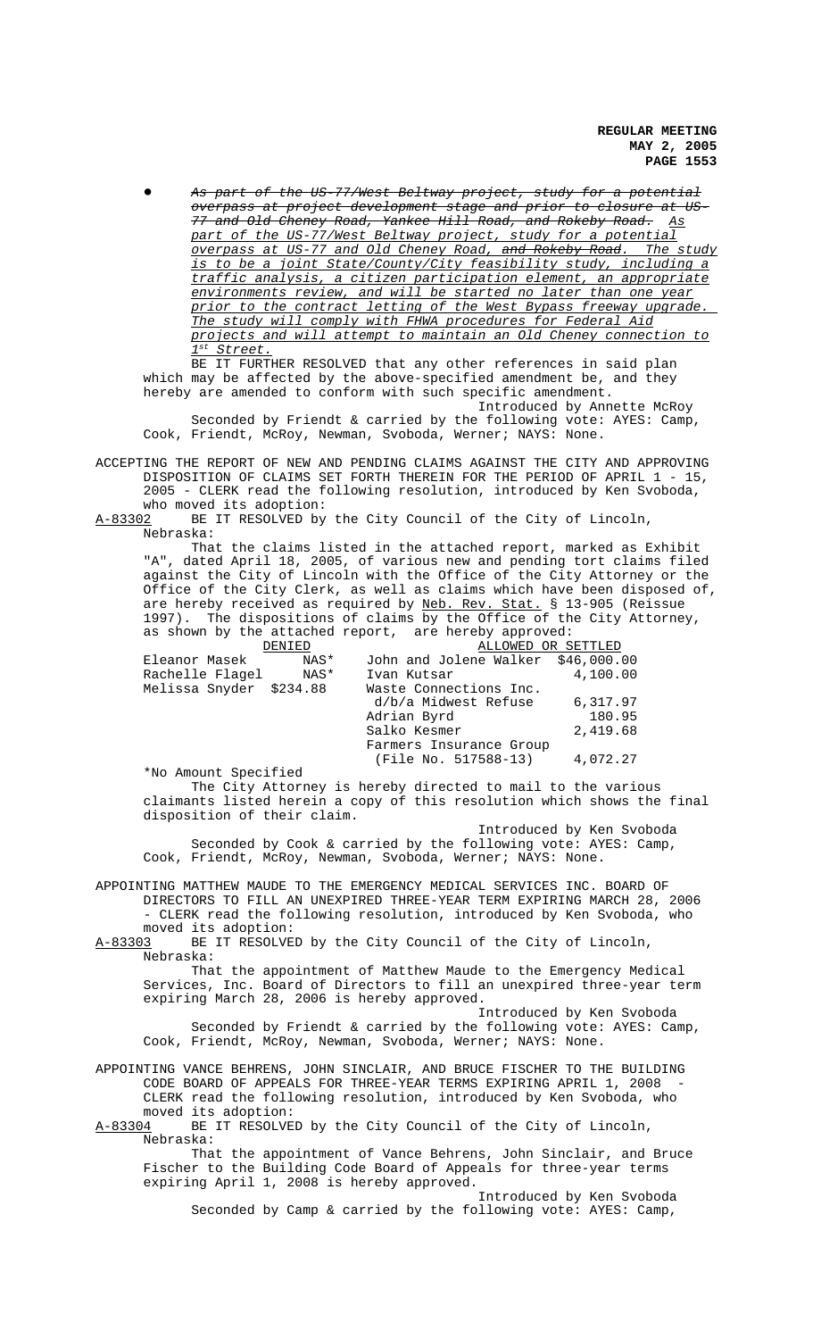- ~~As part of the US-77/West Beltway project, study for a potential overpass at project development stage and prior to closure at US-77 and Old Cheney Road, Yankee Hill Road, and Rokeby Road.~~ _As part of the US-77/West Beltway project, study for a potential overpass at US-77 and Old Cheney Road,_ ~~and Rokeby Road~~. _The study is to be a joint State/County/City feasibility study, including a traffic analysis, a citizen participation element, an appropriate environments review, and will be started no later than one year prior to the contract letting of the West Bypass freeway upgrade. The study will comply with FHWA procedures for Federal Aid projects and will attempt to maintain an Old Cheney connection to 1st Street._

BE IT FURTHER RESOLVED that any other references in said plan which may be affected by the above-specified amendment be, and they hereby are amended to conform with such specific amendment.

Introduced by Annette McRoy

Seconded by Friendt & carried by the following vote: AYES: Camp, Cook, Friendt, McRoy, Newman, Svoboda, Werner; NAYS: None.

ACCEPTING THE REPORT OF NEW AND PENDING CLAIMS AGAINST THE CITY AND APPROVING DISPOSITION OF CLAIMS SET FORTH THEREIN FOR THE PERIOD OF APRIL 1 - 15, 2005 - CLERK read the following resolution, introduced by Ken Svoboda, who moved its adoption:

A-83302 BE IT RESOLVED by the City Council of the City of Lincoln, Nebraska:

That the claims listed in the attached report, marked as Exhibit "A", dated April 18, 2005, of various new and pending tort claims filed against the City of Lincoln with the Office of the City Attorney or the Office of the City Clerk, as well as claims which have been disposed of, are hereby received as required by Neb. Rev. Stat. § 13-905 (Reissue 1997). The dispositions of claims by the Office of the City Attorney, as shown by the attached report, are hereby approved:

| DENIED | | ALLOWED OR SETTLED | |
|---|---|---|---|
| Eleanor Masek | NAS* | John and Jolene Walker | $46,000.00 |
| Rachelle Flagel | NAS* | Ivan Kutsar | 4,100.00 |
| Melissa Snyder | $234.88 | Waste Connections Inc. d/b/a Midwest Refuse | 6,317.97 |
| | | Adrian Byrd | 180.95 |
| | | Salko Kesmer | 2,419.68 |
| | | Farmers Insurance Group (File No. 517588-13) | 4,072.27 |

*No Amount Specified

The City Attorney is hereby directed to mail to the various claimants listed herein a copy of this resolution which shows the final disposition of their claim.

Introduced by Ken Svoboda

Seconded by Cook & carried by the following vote: AYES: Camp, Cook, Friendt, McRoy, Newman, Svoboda, Werner; NAYS: None.

APPOINTING MATTHEW MAUDE TO THE EMERGENCY MEDICAL SERVICES INC. BOARD OF DIRECTORS TO FILL AN UNEXPIRED THREE-YEAR TERM EXPIRING MARCH 28, 2006 - CLERK read the following resolution, introduced by Ken Svoboda, who moved its adoption:

A-83303 BE IT RESOLVED by the City Council of the City of Lincoln, Nebraska:

That the appointment of Matthew Maude to the Emergency Medical Services, Inc. Board of Directors to fill an unexpired three-year term expiring March 28, 2006 is hereby approved.

Introduced by Ken Svoboda

Seconded by Friendt & carried by the following vote: AYES: Camp, Cook, Friendt, McRoy, Newman, Svoboda, Werner; NAYS: None.

APPOINTING VANCE BEHRENS, JOHN SINCLAIR, AND BRUCE FISCHER TO THE BUILDING CODE BOARD OF APPEALS FOR THREE-YEAR TERMS EXPIRING APRIL 1, 2008 - CLERK read the following resolution, introduced by Ken Svoboda, who moved its adoption:

A-83304 BE IT RESOLVED by the City Council of the City of Lincoln, Nebraska:

That the appointment of Vance Behrens, John Sinclair, and Bruce Fischer to the Building Code Board of Appeals for three-year terms expiring April 1, 2008 is hereby approved.

Introduced by Ken Svoboda

Seconded by Camp & carried by the following vote: AYES: Camp,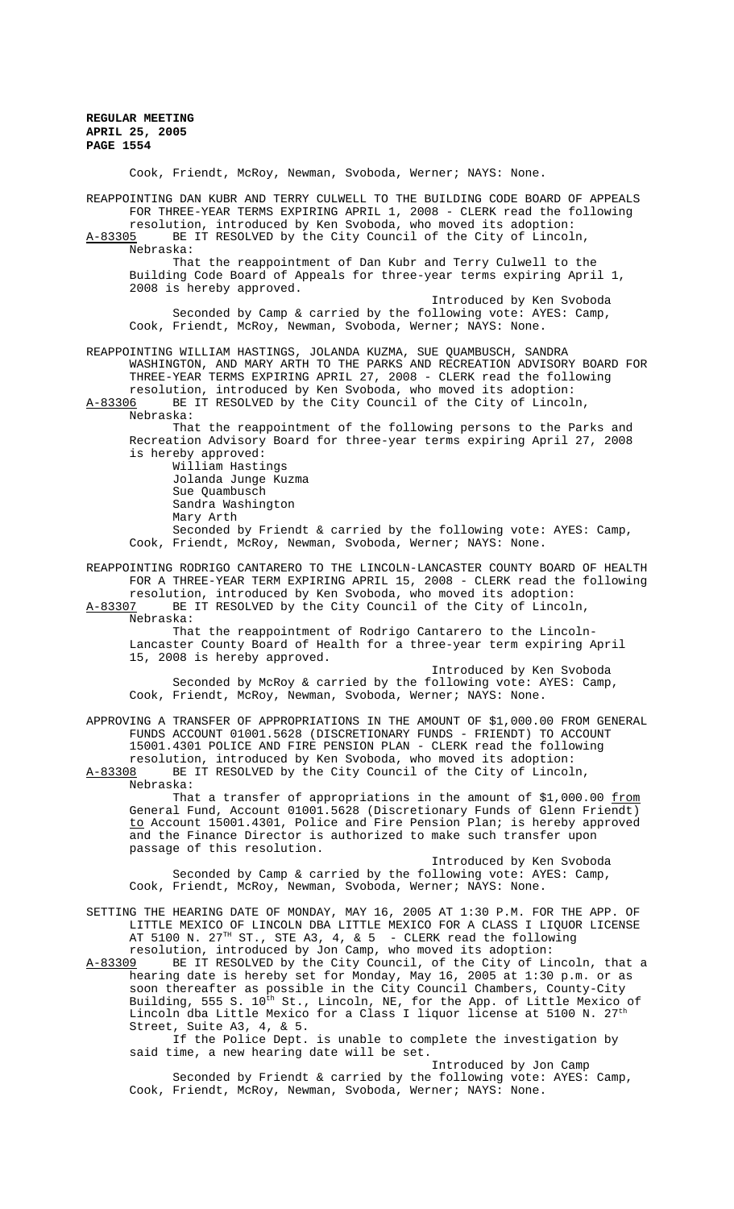Cook, Friendt, McRoy, Newman, Svoboda, Werner; NAYS: None.

REAPPOINTING DAN KUBR AND TERRY CULWELL TO THE BUILDING CODE BOARD OF APPEALS FOR THREE-YEAR TERMS EXPIRING APRIL 1, 2008 - CLERK read the following resolution, introduced by Ken Svoboda, who moved its adoption:

A-83305 BE IT RESOLVED by the City Council of the City of Lincoln, Nebraska:

That the reappointment of Dan Kubr and Terry Culwell to the Building Code Board of Appeals for three-year terms expiring April 1, 2008 is hereby approved.

Introduced by Ken Svoboda

Seconded by Camp & carried by the following vote: AYES: Camp, Cook, Friendt, McRoy, Newman, Svoboda, Werner; NAYS: None.

REAPPOINTING WILLIAM HASTINGS, JOLANDA KUZMA, SUE QUAMBUSCH, SANDRA WASHINGTON, AND MARY ARTH TO THE PARKS AND RECREATION ADVISORY BOARD FOR THREE-YEAR TERMS EXPIRING APRIL 27, 2008 - CLERK read the following resolution, introduced by Ken Svoboda, who moved its adoption:

A-83306 BE IT RESOLVED by the City Council of the City of Lincoln, Nebraska:

That the reappointment of the following persons to the Parks and Recreation Advisory Board for three-year terms expiring April 27, 2008 is hereby approved:

William Hastings
Jolanda Junge Kuzma
Sue Quambusch
Sandra Washington
Mary Arth

Seconded by Friendt & carried by the following vote: AYES: Camp, Cook, Friendt, McRoy, Newman, Svoboda, Werner; NAYS: None.

REAPPOINTING RODRIGO CANTARERO TO THE LINCOLN-LANCASTER COUNTY BOARD OF HEALTH FOR A THREE-YEAR TERM EXPIRING APRIL 15, 2008 - CLERK read the following resolution, introduced by Ken Svoboda, who moved its adoption:

A-83307 BE IT RESOLVED by the City Council of the City of Lincoln, Nebraska:

That the reappointment of Rodrigo Cantarero to the Lincoln-Lancaster County Board of Health for a three-year term expiring April 15, 2008 is hereby approved.

Introduced by Ken Svoboda

Seconded by McRoy & carried by the following vote: AYES: Camp, Cook, Friendt, McRoy, Newman, Svoboda, Werner; NAYS: None.

APPROVING A TRANSFER OF APPROPRIATIONS IN THE AMOUNT OF $1,000.00 FROM GENERAL FUNDS ACCOUNT 01001.5628 (DISCRETIONARY FUNDS - FRIENDT) TO ACCOUNT 15001.4301 POLICE AND FIRE PENSION PLAN - CLERK read the following resolution, introduced by Ken Svoboda, who moved its adoption:

A-83308 BE IT RESOLVED by the City Council of the City of Lincoln, Nebraska:

That a transfer of appropriations in the amount of $1,000.00 from General Fund, Account 01001.5628 (Discretionary Funds of Glenn Friendt) to Account 15001.4301, Police and Fire Pension Plan; is hereby approved and the Finance Director is authorized to make such transfer upon passage of this resolution.

Introduced by Ken Svoboda

Seconded by Camp & carried by the following vote: AYES: Camp, Cook, Friendt, McRoy, Newman, Svoboda, Werner; NAYS: None.

SETTING THE HEARING DATE OF MONDAY, MAY 16, 2005 AT 1:30 P.M. FOR THE APP. OF LITTLE MEXICO OF LINCOLN DBA LITTLE MEXICO FOR A CLASS I LIQUOR LICENSE AT 5100 N. 27TH ST., STE A3, 4, & 5 - CLERK read the following resolution, introduced by Jon Camp, who moved its adoption:

A-83309 BE IT RESOLVED by the City Council, of the City of Lincoln, that a hearing date is hereby set for Monday, May 16, 2005 at 1:30 p.m. or as soon thereafter as possible in the City Council Chambers, County-City Building, 555 S. 10th St., Lincoln, NE, for the App. of Little Mexico of Lincoln dba Little Mexico for a Class I liquor license at 5100 N. 27th Street, Suite A3, 4, & 5.

If the Police Dept. is unable to complete the investigation by said time, a new hearing date will be set.

Introduced by Jon Camp

Seconded by Friendt & carried by the following vote: AYES: Camp, Cook, Friendt, McRoy, Newman, Svoboda, Werner; NAYS: None.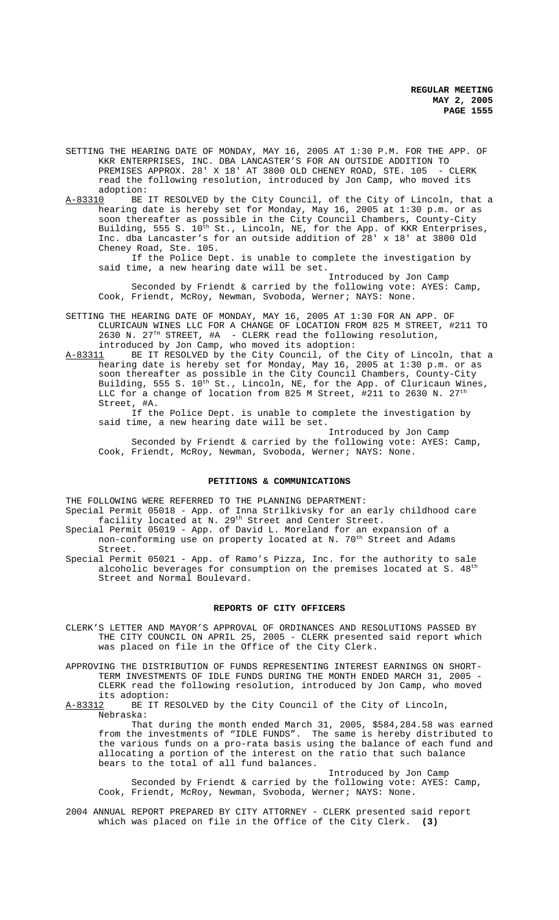SETTING THE HEARING DATE OF MONDAY, MAY 16, 2005 AT 1:30 P.M. FOR THE APP. OF KKR ENTERPRISES, INC. DBA LANCASTER'S FOR AN OUTSIDE ADDITION TO PREMISES APPROX. 28' X 18' AT 3800 OLD CHENEY ROAD, STE. 105 - CLERK read the following resolution, introduced by Jon Camp, who moved its adoption:

A-83310 BE IT RESOLVED by the City Council, of the City of Lincoln, that a hearing date is hereby set for Monday, May 16, 2005 at 1:30 p.m. or as soon thereafter as possible in the City Council Chambers, County-City Building, 555 S. 10th St., Lincoln, NE, for the App. of KKR Enterprises, Inc. dba Lancaster's for an outside addition of 28' x 18' at 3800 Old Cheney Road, Ste. 105.

If the Police Dept. is unable to complete the investigation by said time, a new hearing date will be set.

Introduced by Jon Camp

Seconded by Friendt & carried by the following vote: AYES: Camp, Cook, Friendt, McRoy, Newman, Svoboda, Werner; NAYS: None.

SETTING THE HEARING DATE OF MONDAY, MAY 16, 2005 AT 1:30 FOR AN APP. OF CLURICAUN WINES LLC FOR A CHANGE OF LOCATION FROM 825 M STREET, #211 TO 2630 N. 27TH STREET, #A - CLERK read the following resolution, introduced by Jon Camp, who moved its adoption:

A-83311 BE IT RESOLVED by the City Council, of the City of Lincoln, that a hearing date is hereby set for Monday, May 16, 2005 at 1:30 p.m. or as soon thereafter as possible in the City Council Chambers, County-City Building, 555 S. 10th St., Lincoln, NE, for the App. of Cluricaun Wines, LLC for a change of location from 825 M Street, #211 to 2630 N. 27th Street, #A.

If the Police Dept. is unable to complete the investigation by said time, a new hearing date will be set.

Introduced by Jon Camp

Seconded by Friendt & carried by the following vote: AYES: Camp, Cook, Friendt, McRoy, Newman, Svoboda, Werner; NAYS: None.

## PETITIONS & COMMUNICATIONS

THE FOLLOWING WERE REFERRED TO THE PLANNING DEPARTMENT:

Special Permit 05018 - App. of Inna Strilkivsky for an early childhood care facility located at N. 29th Street and Center Street.

Special Permit 05019 - App. of David L. Moreland for an expansion of a non-conforming use on property located at N. 70th Street and Adams Street.

Special Permit 05021 - App. of Ramo's Pizza, Inc. for the authority to sale alcoholic beverages for consumption on the premises located at S. 48th Street and Normal Boulevard.

## REPORTS OF CITY OFFICERS

CLERK'S LETTER AND MAYOR'S APPROVAL OF ORDINANCES AND RESOLUTIONS PASSED BY THE CITY COUNCIL ON APRIL 25, 2005 - CLERK presented said report which was placed on file in the Office of the City Clerk.

APPROVING THE DISTRIBUTION OF FUNDS REPRESENTING INTEREST EARNINGS ON SHORT-TERM INVESTMENTS OF IDLE FUNDS DURING THE MONTH ENDED MARCH 31, 2005 - CLERK read the following resolution, introduced by Jon Camp, who moved its adoption:

A-83312 BE IT RESOLVED by the City Council of the City of Lincoln, Nebraska:

That during the month ended March 31, 2005, $584,284.58 was earned from the investments of "IDLE FUNDS". The same is hereby distributed to the various funds on a pro-rata basis using the balance of each fund and allocating a portion of the interest on the ratio that such balance bears to the total of all fund balances.

Introduced by Jon Camp

Seconded by Friendt & carried by the following vote: AYES: Camp, Cook, Friendt, McRoy, Newman, Svoboda, Werner; NAYS: None.

2004 ANNUAL REPORT PREPARED BY CITY ATTORNEY - CLERK presented said report which was placed on file in the Office of the City Clerk. **(3)**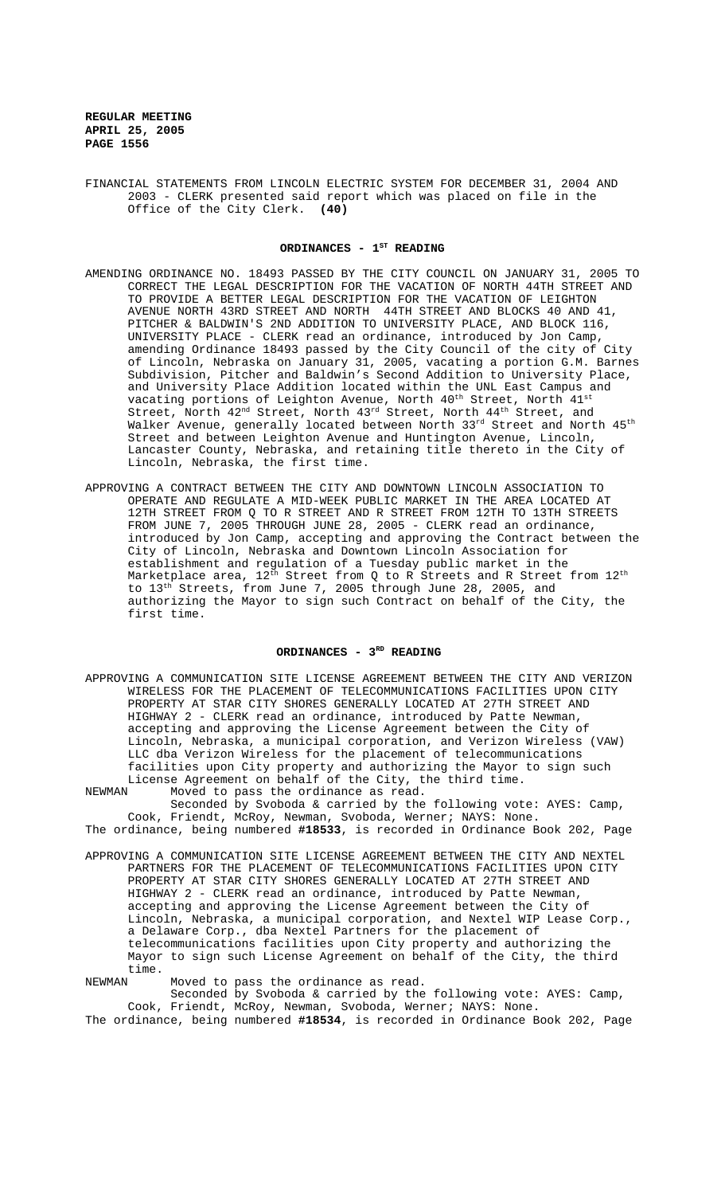FINANCIAL STATEMENTS FROM LINCOLN ELECTRIC SYSTEM FOR DECEMBER 31, 2004 AND 2003 - CLERK presented said report which was placed on file in the Office of the City Clerk. **(40)**

## ORDINANCES - 1ST READING

AMENDING ORDINANCE NO. 18493 PASSED BY THE CITY COUNCIL ON JANUARY 31, 2005 TO CORRECT THE LEGAL DESCRIPTION FOR THE VACATION OF NORTH 44TH STREET AND TO PROVIDE A BETTER LEGAL DESCRIPTION FOR THE VACATION OF LEIGHTON AVENUE NORTH 43RD STREET AND NORTH 44TH STREET AND BLOCKS 40 AND 41, PITCHER & BALDWIN'S 2ND ADDITION TO UNIVERSITY PLACE, AND BLOCK 116, UNIVERSITY PLACE - CLERK read an ordinance, introduced by Jon Camp, amending Ordinance 18493 passed by the City Council of the city of City of Lincoln, Nebraska on January 31, 2005, vacating a portion G.M. Barnes Subdivision, Pitcher and Baldwin's Second Addition to University Place, and University Place Addition located within the UNL East Campus and vacating portions of Leighton Avenue, North 40th Street, North 41st Street, North 42nd Street, North 43rd Street, North 44th Street, and Walker Avenue, generally located between North 33rd Street and North 45th Street and between Leighton Avenue and Huntington Avenue, Lincoln, Lancaster County, Nebraska, and retaining title thereto in the City of Lincoln, Nebraska, the first time.

APPROVING A CONTRACT BETWEEN THE CITY AND DOWNTOWN LINCOLN ASSOCIATION TO OPERATE AND REGULATE A MID-WEEK PUBLIC MARKET IN THE AREA LOCATED AT 12TH STREET FROM Q TO R STREET AND R STREET FROM 12TH TO 13TH STREETS FROM JUNE 7, 2005 THROUGH JUNE 28, 2005 - CLERK read an ordinance, introduced by Jon Camp, accepting and approving the Contract between the City of Lincoln, Nebraska and Downtown Lincoln Association for establishment and regulation of a Tuesday public market in the Marketplace area, 12th Street from Q to R Streets and R Street from 12th to 13th Streets, from June 7, 2005 through June 28, 2005, and authorizing the Mayor to sign such Contract on behalf of the City, the first time.

## ORDINANCES - 3RD READING

APPROVING A COMMUNICATION SITE LICENSE AGREEMENT BETWEEN THE CITY AND VERIZON WIRELESS FOR THE PLACEMENT OF TELECOMMUNICATIONS FACILITIES UPON CITY PROPERTY AT STAR CITY SHORES GENERALLY LOCATED AT 27TH STREET AND HIGHWAY 2 - CLERK read an ordinance, introduced by Patte Newman, accepting and approving the License Agreement between the City of Lincoln, Nebraska, a municipal corporation, and Verizon Wireless (VAW) LLC dba Verizon Wireless for the placement of telecommunications facilities upon City property and authorizing the Mayor to sign such License Agreement on behalf of the City, the third time.

NEWMAN Moved to pass the ordinance as read.

Seconded by Svoboda & carried by the following vote: AYES: Camp, Cook, Friendt, McRoy, Newman, Svoboda, Werner; NAYS: None.

The ordinance, being numbered **#18533**, is recorded in Ordinance Book 202, Page

APPROVING A COMMUNICATION SITE LICENSE AGREEMENT BETWEEN THE CITY AND NEXTEL PARTNERS FOR THE PLACEMENT OF TELECOMMUNICATIONS FACILITIES UPON CITY PROPERTY AT STAR CITY SHORES GENERALLY LOCATED AT 27TH STREET AND HIGHWAY 2 - CLERK read an ordinance, introduced by Patte Newman, accepting and approving the License Agreement between the City of Lincoln, Nebraska, a municipal corporation, and Nextel WIP Lease Corp., a Delaware Corp., dba Nextel Partners for the placement of telecommunications facilities upon City property and authorizing the Mayor to sign such License Agreement on behalf of the City, the third time.

NEWMAN Moved to pass the ordinance as read.

Seconded by Svoboda & carried by the following vote: AYES: Camp, Cook, Friendt, McRoy, Newman, Svoboda, Werner; NAYS: None.

The ordinance, being numbered **#18534**, is recorded in Ordinance Book 202, Page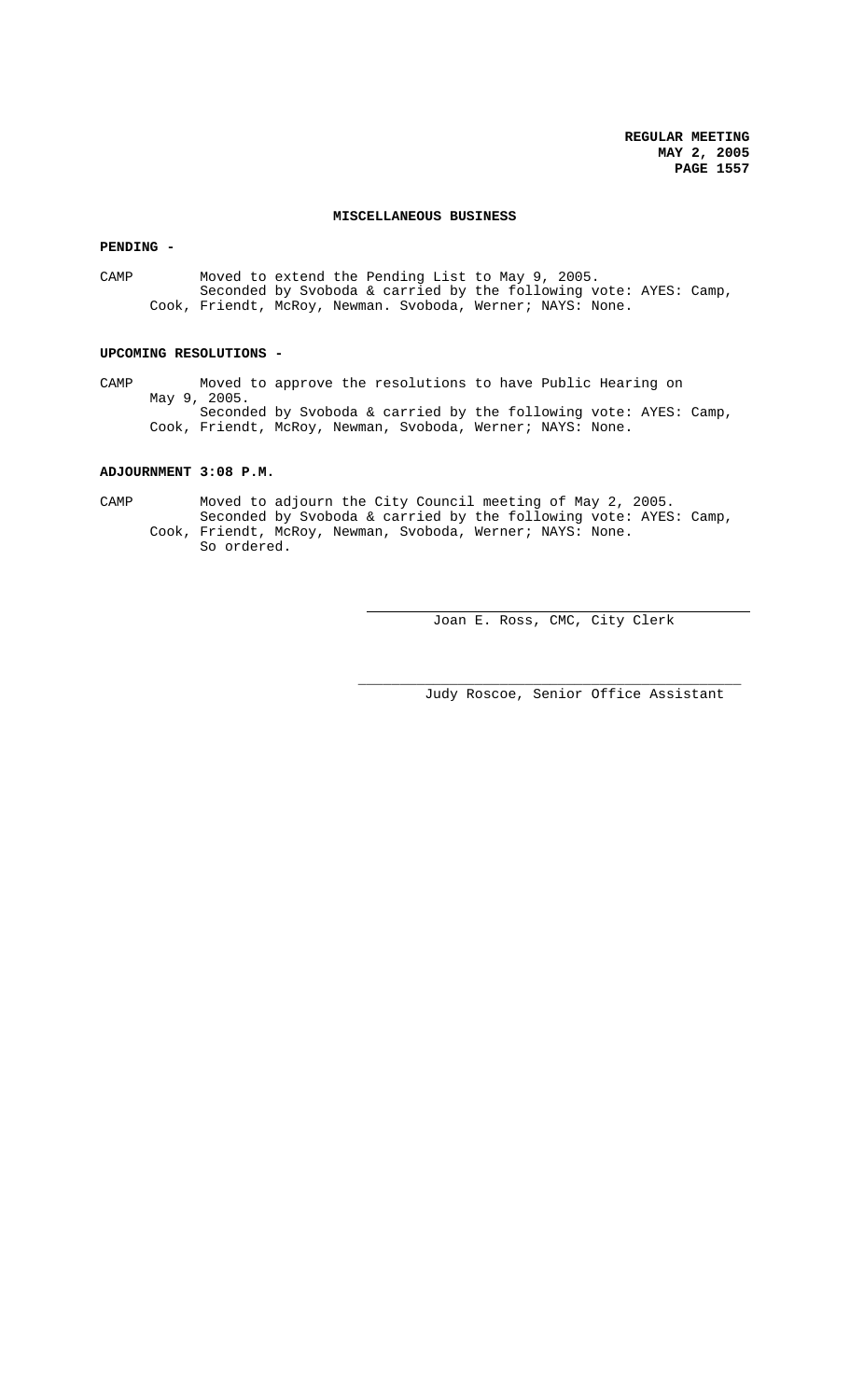### MISCELLANEOUS BUSINESS

**PENDING -**

CAMP Moved to extend the Pending List to May 9, 2005.
Seconded by Svoboda & carried by the following vote: AYES: Camp, Cook, Friendt, McRoy, Newman. Svoboda, Werner; NAYS: None.

**UPCOMING RESOLUTIONS -**

CAMP Moved to approve the resolutions to have Public Hearing on May 9, 2005.
Seconded by Svoboda & carried by the following vote: AYES: Camp, Cook, Friendt, McRoy, Newman, Svoboda, Werner; NAYS: None.

**ADJOURNMENT 3:08 P.M.**

CAMP Moved to adjourn the City Council meeting of May 2, 2005.
Seconded by Svoboda & carried by the following vote: AYES: Camp, Cook, Friendt, McRoy, Newman, Svoboda, Werner; NAYS: None.
So ordered.

\_\_\_\_\_\_\_\_\_\_\_\_\_\_\_\_\_\_\_\_\_\_\_\_\_\_\_\_\_\_\_\_\_\_\_\_\_\_\_\_\_\_\_\_
Joan E. Ross, CMC, City Clerk

\_\_\_\_\_\_\_\_\_\_\_\_\_\_\_\_\_\_\_\_\_\_\_\_\_\_\_\_\_\_\_\_\_\_\_\_\_\_\_\_\_\_\_\_
Judy Roscoe, Senior Office Assistant